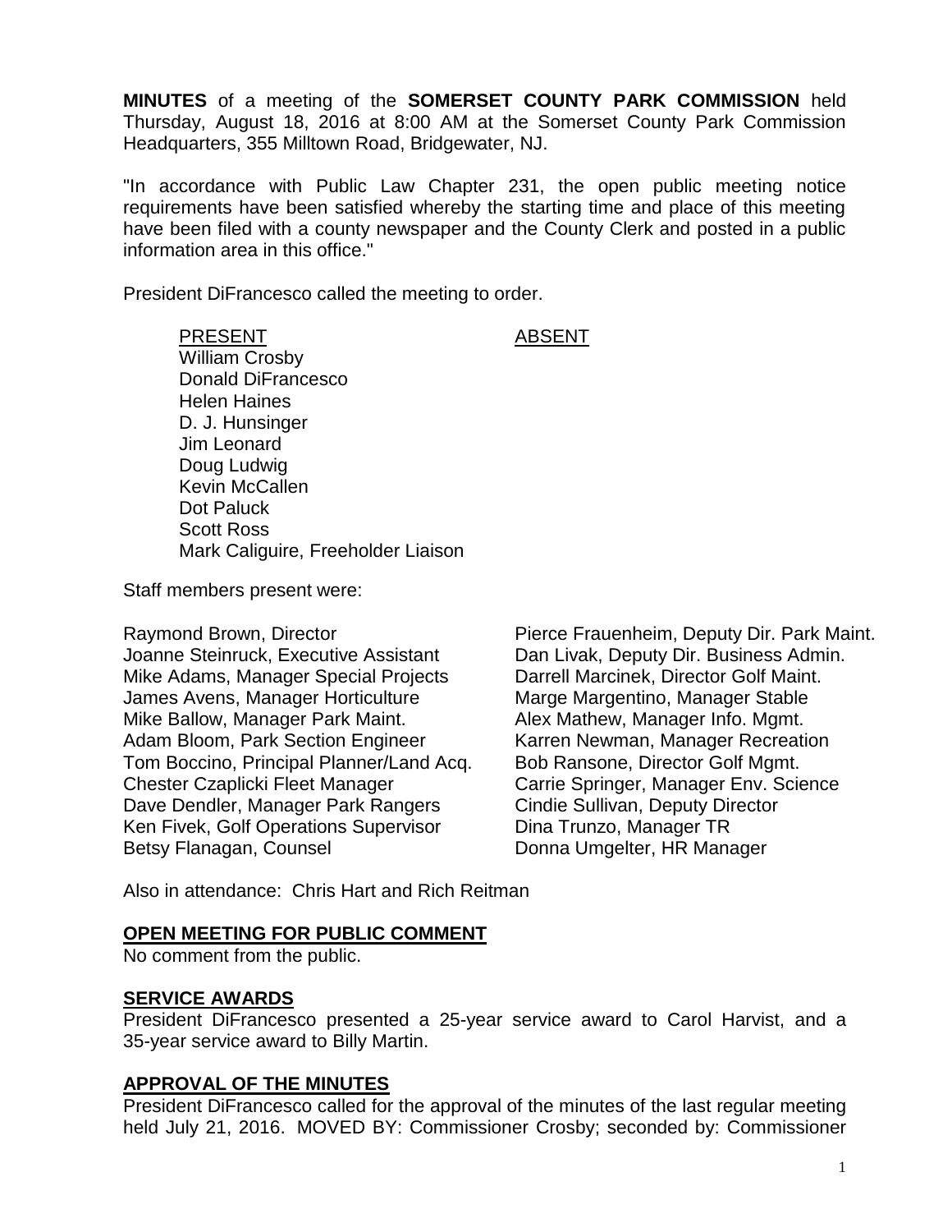**MINUTES** of a meeting of the **SOMERSET COUNTY PARK COMMISSION** held Thursday, August 18, 2016 at 8:00 AM at the Somerset County Park Commission Headquarters, 355 Milltown Road, Bridgewater, NJ.

"In accordance with Public Law Chapter 231, the open public meeting notice requirements have been satisfied whereby the starting time and place of this meeting have been filed with a county newspaper and the County Clerk and posted in a public information area in this office."

President DiFrancesco called the meeting to order.

| PRESENT | ABSENT |
|---|---|
| William Crosby | |
| Donald DiFrancesco | |
| Helen Haines | |
| D. J. Hunsinger | |
| Jim Leonard | |
| Doug Ludwig | |
| Kevin McCallen | |
| Dot Paluck | |
| Scott Ross | |
| Mark Caliguire, Freeholder Liaison | |

Staff members present were:

Raymond Brown, Director
Joanne Steinruck, Executive Assistant
Mike Adams, Manager Special Projects
James Avens, Manager Horticulture
Mike Ballow, Manager Park Maint.
Adam Bloom, Park Section Engineer
Tom Boccino, Principal Planner/Land Acq.
Chester Czaplicki Fleet Manager
Dave Dendler, Manager Park Rangers
Ken Fivek, Golf Operations Supervisor
Betsy Flanagan, Counsel
Pierce Frauenheim, Deputy Dir. Park Maint.
Dan Livak, Deputy Dir. Business Admin.
Darrell Marcinek, Director Golf Maint.
Marge Margentino, Manager Stable
Alex Mathew, Manager Info. Mgmt.
Karren Newman, Manager Recreation
Bob Ransone, Director Golf Mgmt.
Carrie Springer, Manager Env. Science
Cindie Sullivan, Deputy Director
Dina Trunzo, Manager TR
Donna Umgelter, HR Manager

Also in attendance: Chris Hart and Rich Reitman

## OPEN MEETING FOR PUBLIC COMMENT

No comment from the public.

## SERVICE AWARDS

President DiFrancesco presented a 25-year service award to Carol Harvist, and a 35-year service award to Billy Martin.

## APPROVAL OF THE MINUTES

President DiFrancesco called for the approval of the minutes of the last regular meeting held July 21, 2016. MOVED BY: Commissioner Crosby; seconded by: Commissioner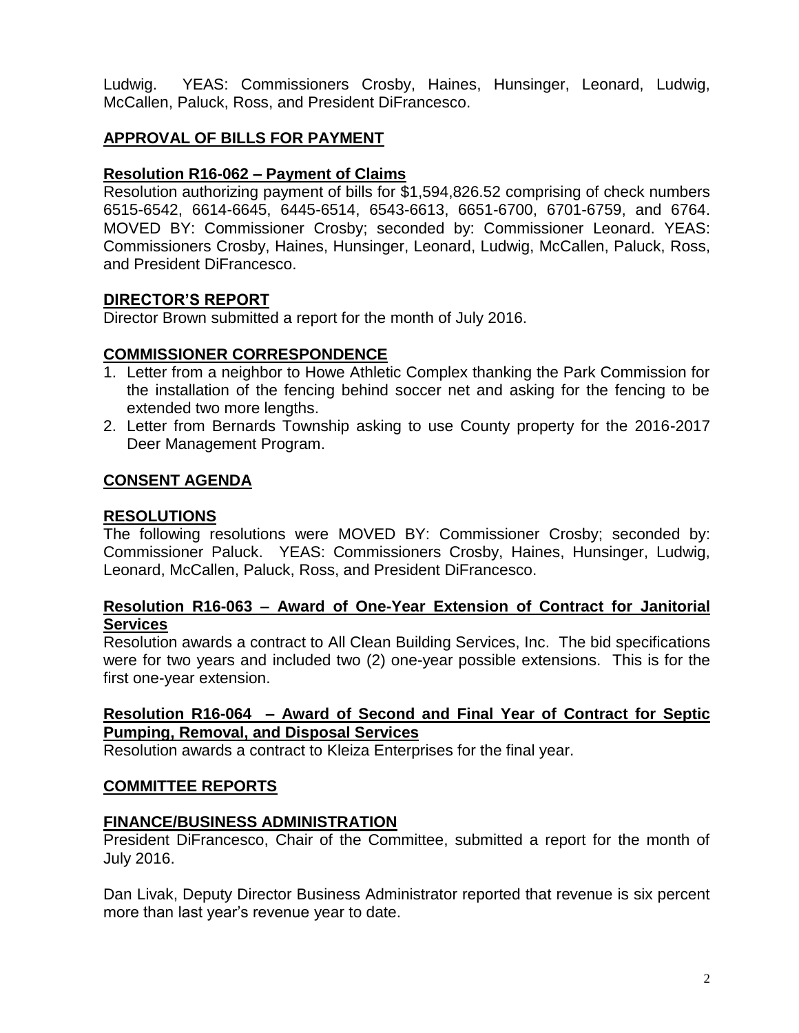Ludwig. YEAS: Commissioners Crosby, Haines, Hunsinger, Leonard, Ludwig, McCallen, Paluck, Ross, and President DiFrancesco.

## APPROVAL OF BILLS FOR PAYMENT

### Resolution R16-062 – Payment of Claims

Resolution authorizing payment of bills for $1,594,826.52 comprising of check numbers 6515-6542, 6614-6645, 6445-6514, 6543-6613, 6651-6700, 6701-6759, and 6764. MOVED BY: Commissioner Crosby; seconded by: Commissioner Leonard. YEAS: Commissioners Crosby, Haines, Hunsinger, Leonard, Ludwig, McCallen, Paluck, Ross, and President DiFrancesco.

## DIRECTOR'S REPORT

Director Brown submitted a report for the month of July 2016.

## COMMISSIONER CORRESPONDENCE

1. Letter from a neighbor to Howe Athletic Complex thanking the Park Commission for the installation of the fencing behind soccer net and asking for the fencing to be extended two more lengths.
2. Letter from Bernards Township asking to use County property for the 2016-2017 Deer Management Program.

## CONSENT AGENDA

## RESOLUTIONS

The following resolutions were MOVED BY: Commissioner Crosby; seconded by: Commissioner Paluck. YEAS: Commissioners Crosby, Haines, Hunsinger, Ludwig, Leonard, McCallen, Paluck, Ross, and President DiFrancesco.

### Resolution R16-063 – Award of One-Year Extension of Contract for Janitorial Services

Resolution awards a contract to All Clean Building Services, Inc. The bid specifications were for two years and included two (2) one-year possible extensions. This is for the first one-year extension.

### Resolution R16-064 – Award of Second and Final Year of Contract for Septic Pumping, Removal, and Disposal Services

Resolution awards a contract to Kleiza Enterprises for the final year.

## COMMITTEE REPORTS

## FINANCE/BUSINESS ADMINISTRATION

President DiFrancesco, Chair of the Committee, submitted a report for the month of July 2016.

Dan Livak, Deputy Director Business Administrator reported that revenue is six percent more than last year's revenue year to date.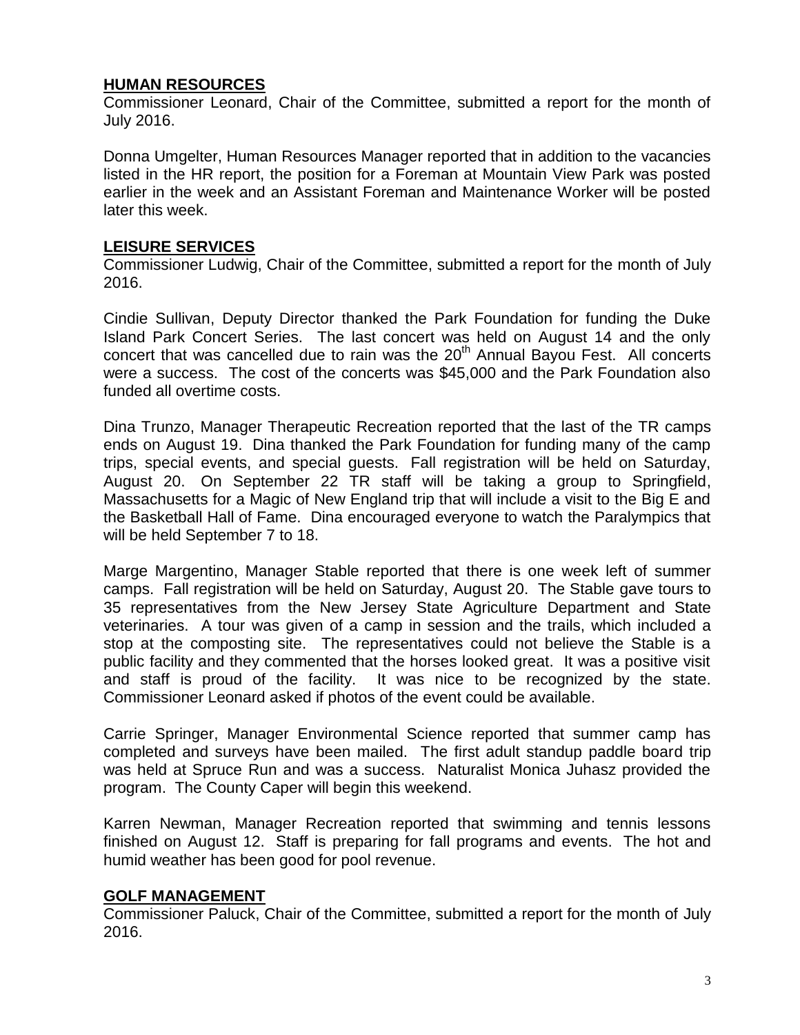## HUMAN RESOURCES

Commissioner Leonard, Chair of the Committee, submitted a report for the month of July 2016.

Donna Umgelter, Human Resources Manager reported that in addition to the vacancies listed in the HR report, the position for a Foreman at Mountain View Park was posted earlier in the week and an Assistant Foreman and Maintenance Worker will be posted later this week.

## LEISURE SERVICES

Commissioner Ludwig, Chair of the Committee, submitted a report for the month of July 2016.

Cindie Sullivan, Deputy Director thanked the Park Foundation for funding the Duke Island Park Concert Series. The last concert was held on August 14 and the only concert that was cancelled due to rain was the 20th Annual Bayou Fest. All concerts were a success. The cost of the concerts was $45,000 and the Park Foundation also funded all overtime costs.

Dina Trunzo, Manager Therapeutic Recreation reported that the last of the TR camps ends on August 19. Dina thanked the Park Foundation for funding many of the camp trips, special events, and special guests. Fall registration will be held on Saturday, August 20. On September 22 TR staff will be taking a group to Springfield, Massachusetts for a Magic of New England trip that will include a visit to the Big E and the Basketball Hall of Fame. Dina encouraged everyone to watch the Paralympics that will be held September 7 to 18.

Marge Margentino, Manager Stable reported that there is one week left of summer camps. Fall registration will be held on Saturday, August 20. The Stable gave tours to 35 representatives from the New Jersey State Agriculture Department and State veterinaries. A tour was given of a camp in session and the trails, which included a stop at the composting site. The representatives could not believe the Stable is a public facility and they commented that the horses looked great. It was a positive visit and staff is proud of the facility. It was nice to be recognized by the state. Commissioner Leonard asked if photos of the event could be available.

Carrie Springer, Manager Environmental Science reported that summer camp has completed and surveys have been mailed. The first adult standup paddle board trip was held at Spruce Run and was a success. Naturalist Monica Juhasz provided the program. The County Caper will begin this weekend.

Karren Newman, Manager Recreation reported that swimming and tennis lessons finished on August 12. Staff is preparing for fall programs and events. The hot and humid weather has been good for pool revenue.

## GOLF MANAGEMENT

Commissioner Paluck, Chair of the Committee, submitted a report for the month of July 2016.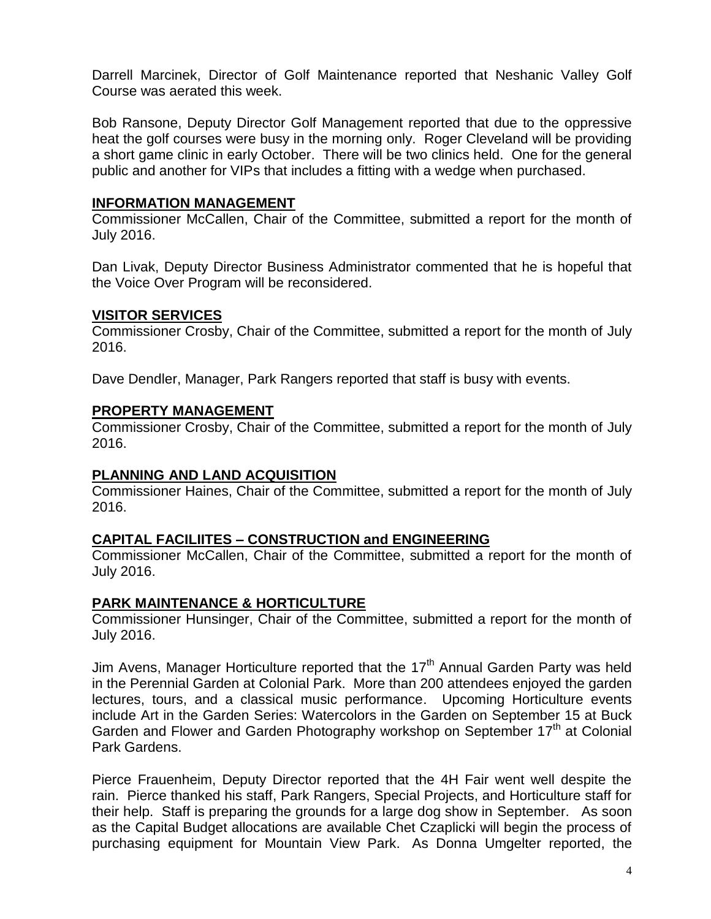Darrell Marcinek, Director of Golf Maintenance reported that Neshanic Valley Golf Course was aerated this week.

Bob Ransone, Deputy Director Golf Management reported that due to the oppressive heat the golf courses were busy in the morning only. Roger Cleveland will be providing a short game clinic in early October. There will be two clinics held. One for the general public and another for VIPs that includes a fitting with a wedge when purchased.

## INFORMATION MANAGEMENT

Commissioner McCallen, Chair of the Committee, submitted a report for the month of July 2016.

Dan Livak, Deputy Director Business Administrator commented that he is hopeful that the Voice Over Program will be reconsidered.

## VISITOR SERVICES

Commissioner Crosby, Chair of the Committee, submitted a report for the month of July 2016.

Dave Dendler, Manager, Park Rangers reported that staff is busy with events.

## PROPERTY MANAGEMENT

Commissioner Crosby, Chair of the Committee, submitted a report for the month of July 2016.

## PLANNING AND LAND ACQUISITION

Commissioner Haines, Chair of the Committee, submitted a report for the month of July 2016.

## CAPITAL FACILIITES – CONSTRUCTION and ENGINEERING

Commissioner McCallen, Chair of the Committee, submitted a report for the month of July 2016.

## PARK MAINTENANCE & HORTICULTURE

Commissioner Hunsinger, Chair of the Committee, submitted a report for the month of July 2016.

Jim Avens, Manager Horticulture reported that the 17th Annual Garden Party was held in the Perennial Garden at Colonial Park. More than 200 attendees enjoyed the garden lectures, tours, and a classical music performance. Upcoming Horticulture events include Art in the Garden Series: Watercolors in the Garden on September 15 at Buck Garden and Flower and Garden Photography workshop on September 17th at Colonial Park Gardens.

Pierce Frauenheim, Deputy Director reported that the 4H Fair went well despite the rain. Pierce thanked his staff, Park Rangers, Special Projects, and Horticulture staff for their help. Staff is preparing the grounds for a large dog show in September. As soon as the Capital Budget allocations are available Chet Czaplicki will begin the process of purchasing equipment for Mountain View Park. As Donna Umgelter reported, the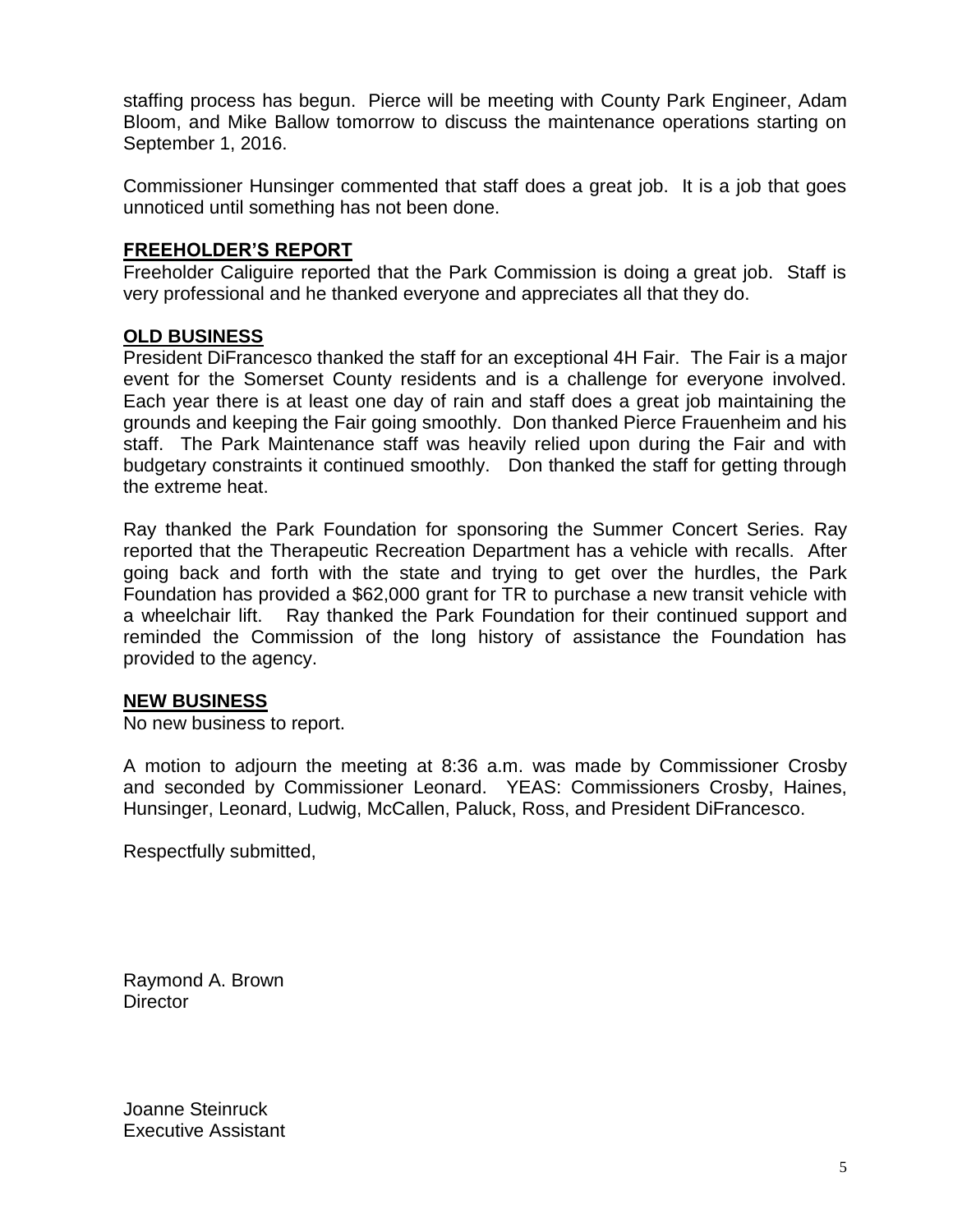staffing process has begun. Pierce will be meeting with County Park Engineer, Adam Bloom, and Mike Ballow tomorrow to discuss the maintenance operations starting on September 1, 2016.

Commissioner Hunsinger commented that staff does a great job. It is a job that goes unnoticed until something has not been done.

## FREEHOLDER'S REPORT

Freeholder Caliguire reported that the Park Commission is doing a great job. Staff is very professional and he thanked everyone and appreciates all that they do.

## OLD BUSINESS

President DiFrancesco thanked the staff for an exceptional 4H Fair. The Fair is a major event for the Somerset County residents and is a challenge for everyone involved. Each year there is at least one day of rain and staff does a great job maintaining the grounds and keeping the Fair going smoothly. Don thanked Pierce Frauenheim and his staff. The Park Maintenance staff was heavily relied upon during the Fair and with budgetary constraints it continued smoothly. Don thanked the staff for getting through the extreme heat.

Ray thanked the Park Foundation for sponsoring the Summer Concert Series. Ray reported that the Therapeutic Recreation Department has a vehicle with recalls. After going back and forth with the state and trying to get over the hurdles, the Park Foundation has provided a $62,000 grant for TR to purchase a new transit vehicle with a wheelchair lift. Ray thanked the Park Foundation for their continued support and reminded the Commission of the long history of assistance the Foundation has provided to the agency.

## NEW BUSINESS

No new business to report.

A motion to adjourn the meeting at 8:36 a.m. was made by Commissioner Crosby and seconded by Commissioner Leonard. YEAS: Commissioners Crosby, Haines, Hunsinger, Leonard, Ludwig, McCallen, Paluck, Ross, and President DiFrancesco.

Respectfully submitted,

Raymond A. Brown
Director

Joanne Steinruck
Executive Assistant